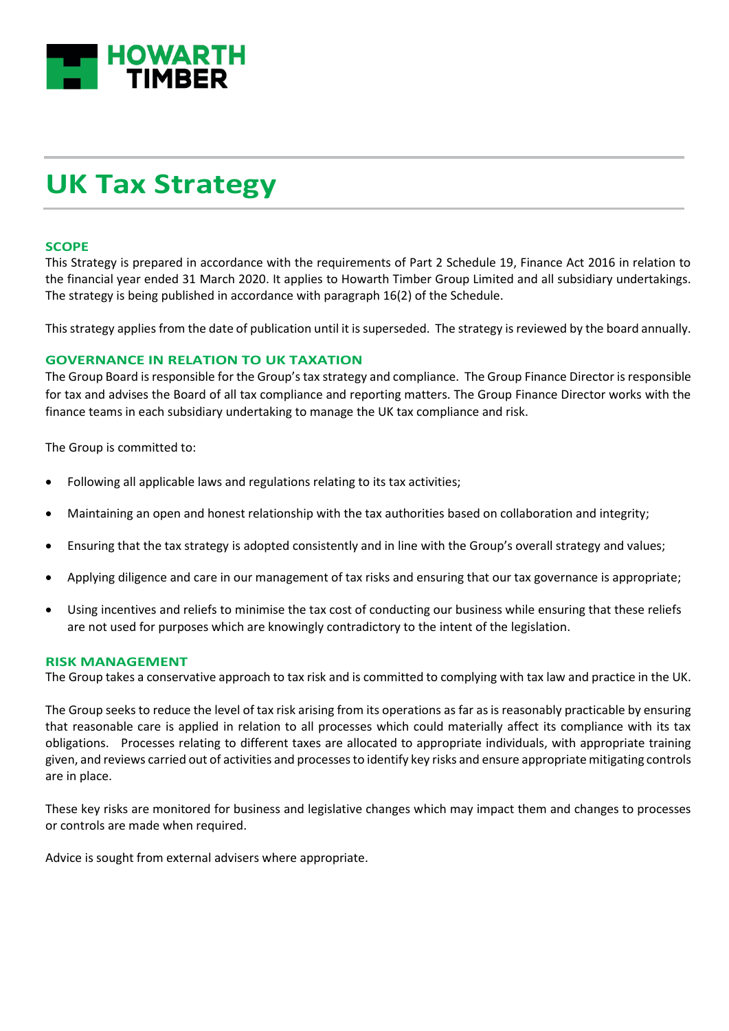HOWARTH TIMBER

# UK Tax Strategy

## SCOPE

This Strategy is prepared in accordance with the requirements of Part 2 Schedule 19, Finance Act 2016 in relation to the financial year ended 31 March 2020. It applies to Howarth Timber Group Limited and all subsidiary undertakings. The strategy is being published in accordance with paragraph 16(2) of the Schedule.

This strategy applies from the date of publication until it is superseded. The strategy is reviewed by the board annually.

## GOVERNANCE IN RELATION TO UK TAXATION

The Group Board is responsible for the Group's tax strategy and compliance. The Group Finance Director is responsible for tax and advises the Board of all tax compliance and reporting matters. The Group Finance Director works with the finance teams in each subsidiary undertaking to manage the UK tax compliance and risk.

The Group is committed to:

- Following all applicable laws and regulations relating to its tax activities;
- Maintaining an open and honest relationship with the tax authorities based on collaboration and integrity;
- Ensuring that the tax strategy is adopted consistently and in line with the Group's overall strategy and values;
- Applying diligence and care in our management of tax risks and ensuring that our tax governance is appropriate;
- Using incentives and reliefs to minimise the tax cost of conducting our business while ensuring that these reliefs are not used for purposes which are knowingly contradictory to the intent of the legislation.

## RISK MANAGEMENT

The Group takes a conservative approach to tax risk and is committed to complying with tax law and practice in the UK.

The Group seeks to reduce the level of tax risk arising from its operations as far as is reasonably practicable by ensuring that reasonable care is applied in relation to all processes which could materially affect its compliance with its tax obligations. Processes relating to different taxes are allocated to appropriate individuals, with appropriate training given, and reviews carried out of activities and processes to identify key risks and ensure appropriate mitigating controls are in place.

These key risks are monitored for business and legislative changes which may impact them and changes to processes or controls are made when required.

Advice is sought from external advisers where appropriate.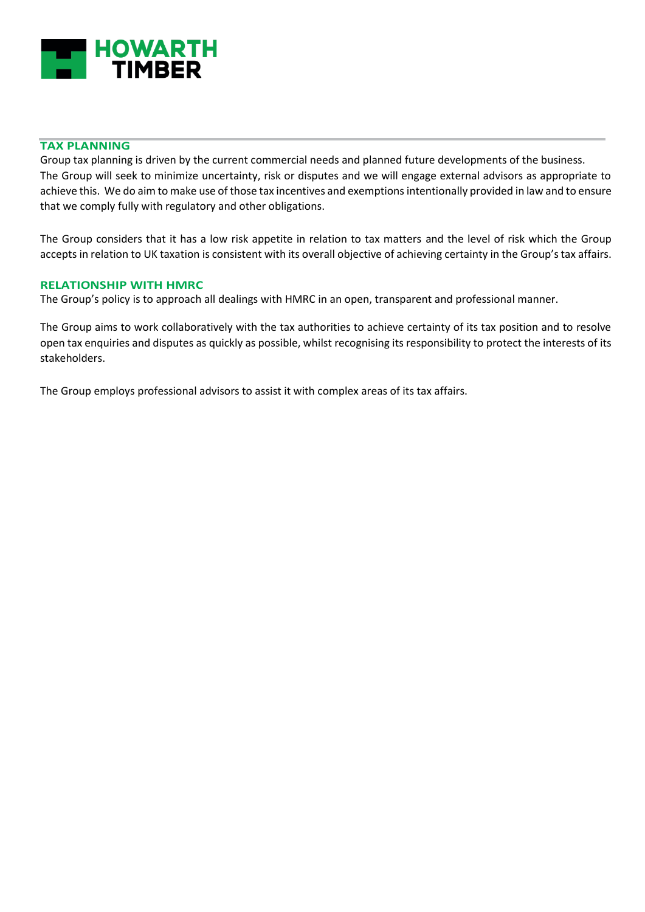## TAX PLANNING

Group tax planning is driven by the current commercial needs and planned future developments of the business. The Group will seek to minimize uncertainty, risk or disputes and we will engage external advisors as appropriate to achieve this. We do aim to make use of those tax incentives and exemptions intentionally provided in law and to ensure that we comply fully with regulatory and other obligations.

The Group considers that it has a low risk appetite in relation to tax matters and the level of risk which the Group accepts in relation to UK taxation is consistent with its overall objective of achieving certainty in the Group's tax affairs.

## RELATIONSHIP WITH HMRC

The Group's policy is to approach all dealings with HMRC in an open, transparent and professional manner.

The Group aims to work collaboratively with the tax authorities to achieve certainty of its tax position and to resolve open tax enquiries and disputes as quickly as possible, whilst recognising its responsibility to protect the interests of its stakeholders.

The Group employs professional advisors to assist it with complex areas of its tax affairs.